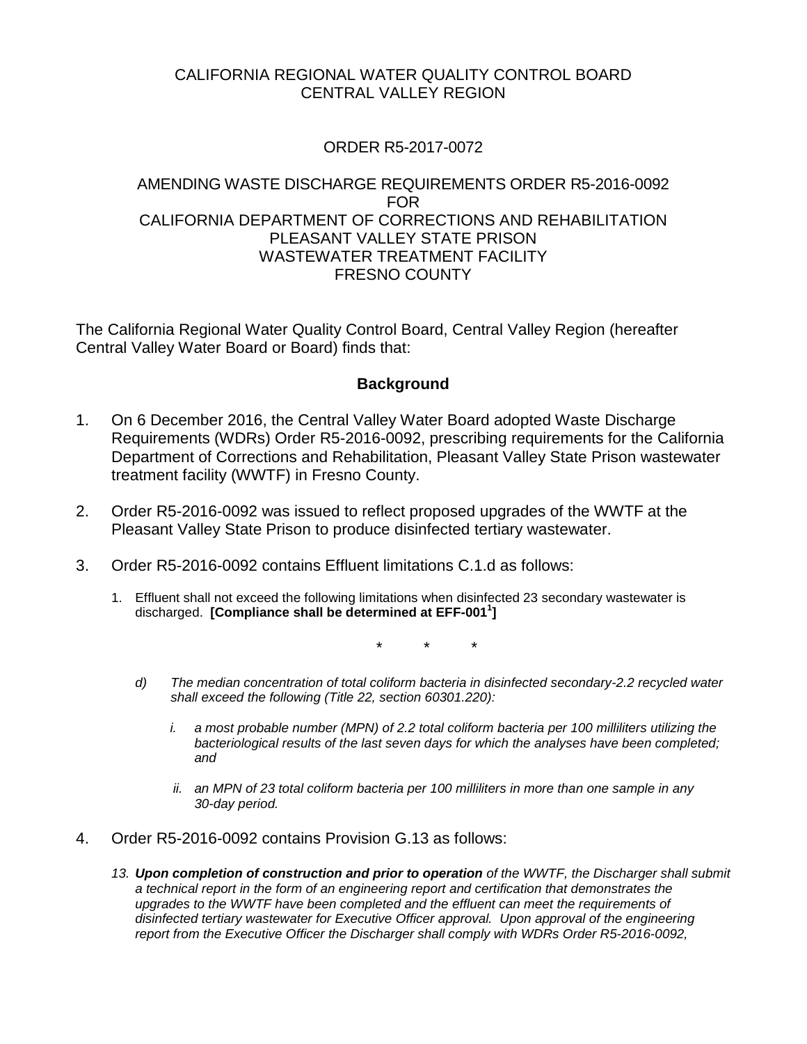CALIFORNIA REGIONAL WATER QUALITY CONTROL BOARD
CENTRAL VALLEY REGION

ORDER R5-2017-0072

AMENDING WASTE DISCHARGE REQUIREMENTS ORDER R5-2016-0092
FOR
CALIFORNIA DEPARTMENT OF CORRECTIONS AND REHABILITATION
PLEASANT VALLEY STATE PRISON
WASTEWATER TREATMENT FACILITY
FRESNO COUNTY

The California Regional Water Quality Control Board, Central Valley Region (hereafter Central Valley Water Board or Board) finds that:

## Background

1. On 6 December 2016, the Central Valley Water Board adopted Waste Discharge Requirements (WDRs) Order R5-2016-0092, prescribing requirements for the California Department of Corrections and Rehabilitation, Pleasant Valley State Prison wastewater treatment facility (WWTF) in Fresno County.

2. Order R5-2016-0092 was issued to reflect proposed upgrades of the WWTF at the Pleasant Valley State Prison to produce disinfected tertiary wastewater.

3. Order R5-2016-0092 contains Effluent limitations C.1.d as follows:

   1. Effluent shall not exceed the following limitations when disinfected 23 secondary wastewater is discharged. **[Compliance shall be determined at EFF-001[1]]**

      \* \* \*

      *d) The median concentration of total coliform bacteria in disinfected secondary-2.2 recycled water shall exceed the following (Title 22, section 60301.220):*

         *i. a most probable number (MPN) of 2.2 total coliform bacteria per 100 milliliters utilizing the bacteriological results of the last seven days for which the analyses have been completed; and*

         *ii. an MPN of 23 total coliform bacteria per 100 milliliters in more than one sample in any 30-day period.*

4. Order R5-2016-0092 contains Provision G.13 as follows:

   *13.* ***Upon completion of construction and prior to operation*** *of the WWTF, the Discharger shall submit a technical report in the form of an engineering report and certification that demonstrates the upgrades to the WWTF have been completed and the effluent can meet the requirements of disinfected tertiary wastewater for Executive Officer approval. Upon approval of the engineering report from the Executive Officer the Discharger shall comply with WDRs Order R5-2016-0092,*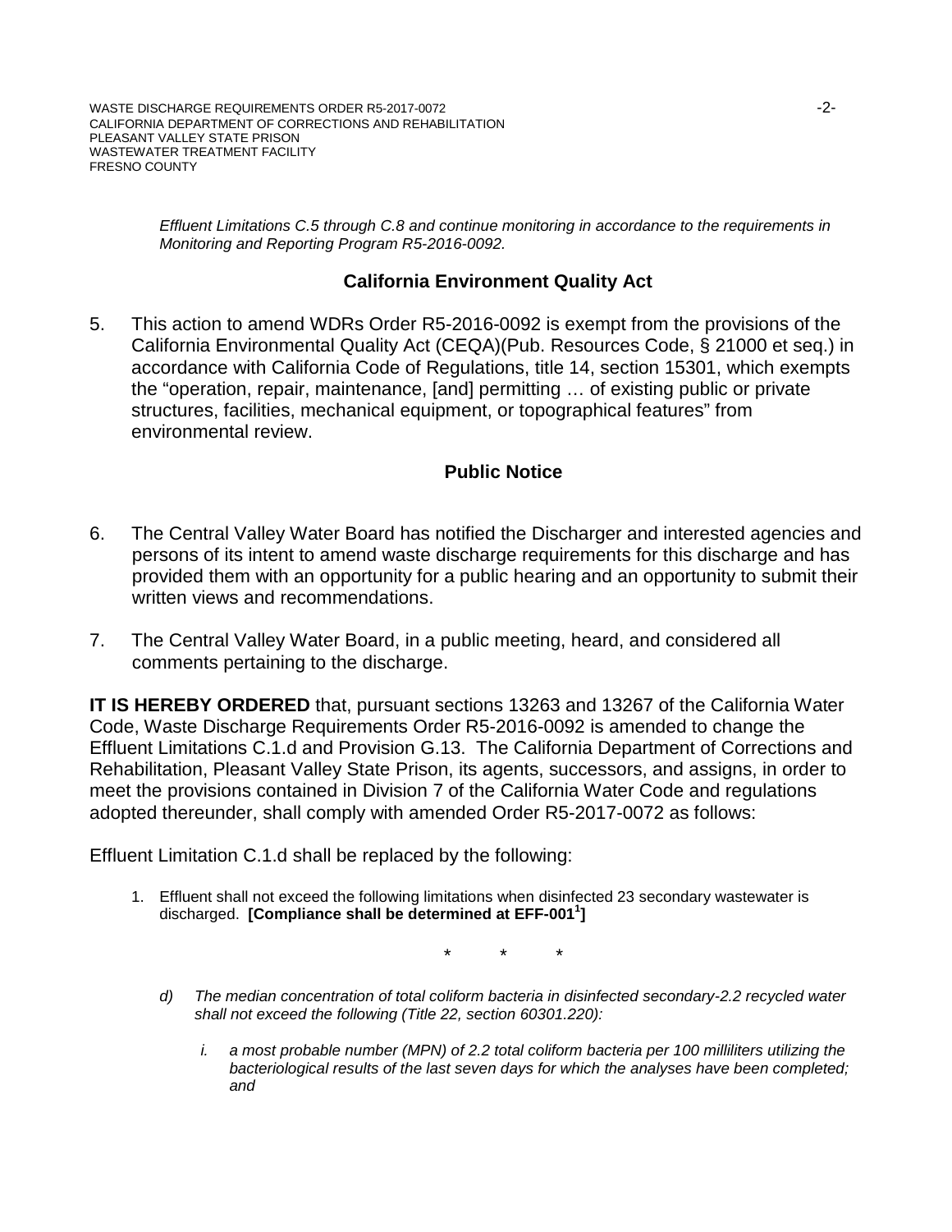*Effluent Limitations C.5 through C.8 and continue monitoring in accordance to the requirements in Monitoring and Reporting Program R5-2016-0092.*

## California Environment Quality Act

5. This action to amend WDRs Order R5-2016-0092 is exempt from the provisions of the California Environmental Quality Act (CEQA)(Pub. Resources Code, § 21000 et seq.) in accordance with California Code of Regulations, title 14, section 15301, which exempts the "operation, repair, maintenance, [and] permitting … of existing public or private structures, facilities, mechanical equipment, or topographical features" from environmental review.

## Public Notice

6. The Central Valley Water Board has notified the Discharger and interested agencies and persons of its intent to amend waste discharge requirements for this discharge and has provided them with an opportunity for a public hearing and an opportunity to submit their written views and recommendations.

7. The Central Valley Water Board, in a public meeting, heard, and considered all comments pertaining to the discharge.

**IT IS HEREBY ORDERED** that, pursuant sections 13263 and 13267 of the California Water Code, Waste Discharge Requirements Order R5-2016-0092 is amended to change the Effluent Limitations C.1.d and Provision G.13. The California Department of Corrections and Rehabilitation, Pleasant Valley State Prison, its agents, successors, and assigns, in order to meet the provisions contained in Division 7 of the California Water Code and regulations adopted thereunder, shall comply with amended Order R5-2017-0072 as follows:

Effluent Limitation C.1.d shall be replaced by the following:

1. Effluent shall not exceed the following limitations when disinfected 23 secondary wastewater is discharged. **[Compliance shall be determined at EFF-001[1]]**

\* \* \*

   *d) The median concentration of total coliform bacteria in disinfected secondary-2.2 recycled water shall not exceed the following (Title 22, section 60301.220):*

      *i. a most probable number (MPN) of 2.2 total coliform bacteria per 100 milliliters utilizing the bacteriological results of the last seven days for which the analyses have been completed; and*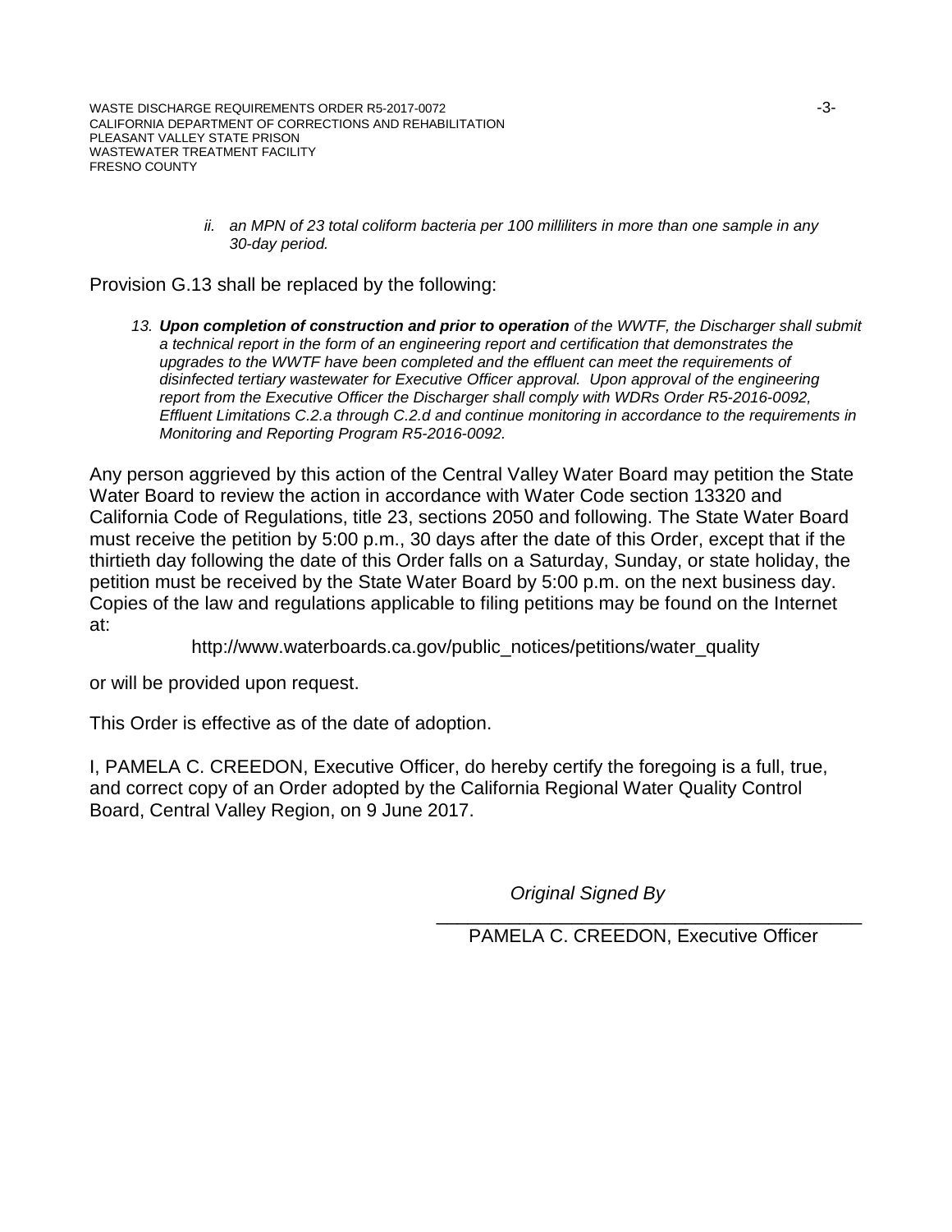*ii. an MPN of 23 total coliform bacteria per 100 milliliters in more than one sample in any 30-day period.*

Provision G.13 shall be replaced by the following:

*13. **Upon completion of construction and prior to operation** of the WWTF, the Discharger shall submit a technical report in the form of an engineering report and certification that demonstrates the upgrades to the WWTF have been completed and the effluent can meet the requirements of disinfected tertiary wastewater for Executive Officer approval. Upon approval of the engineering report from the Executive Officer the Discharger shall comply with WDRs Order R5-2016-0092, Effluent Limitations C.2.a through C.2.d and continue monitoring in accordance to the requirements in Monitoring and Reporting Program R5-2016-0092.*

Any person aggrieved by this action of the Central Valley Water Board may petition the State Water Board to review the action in accordance with Water Code section 13320 and California Code of Regulations, title 23, sections 2050 and following. The State Water Board must receive the petition by 5:00 p.m., 30 days after the date of this Order, except that if the thirtieth day following the date of this Order falls on a Saturday, Sunday, or state holiday, the petition must be received by the State Water Board by 5:00 p.m. on the next business day. Copies of the law and regulations applicable to filing petitions may be found on the Internet at:

http://www.waterboards.ca.gov/public_notices/petitions/water_quality

or will be provided upon request.

This Order is effective as of the date of adoption.

I, PAMELA C. CREEDON, Executive Officer, do hereby certify the foregoing is a full, true, and correct copy of an Order adopted by the California Regional Water Quality Control Board, Central Valley Region, on 9 June 2017.

*Original Signed By*

PAMELA C. CREEDON, Executive Officer